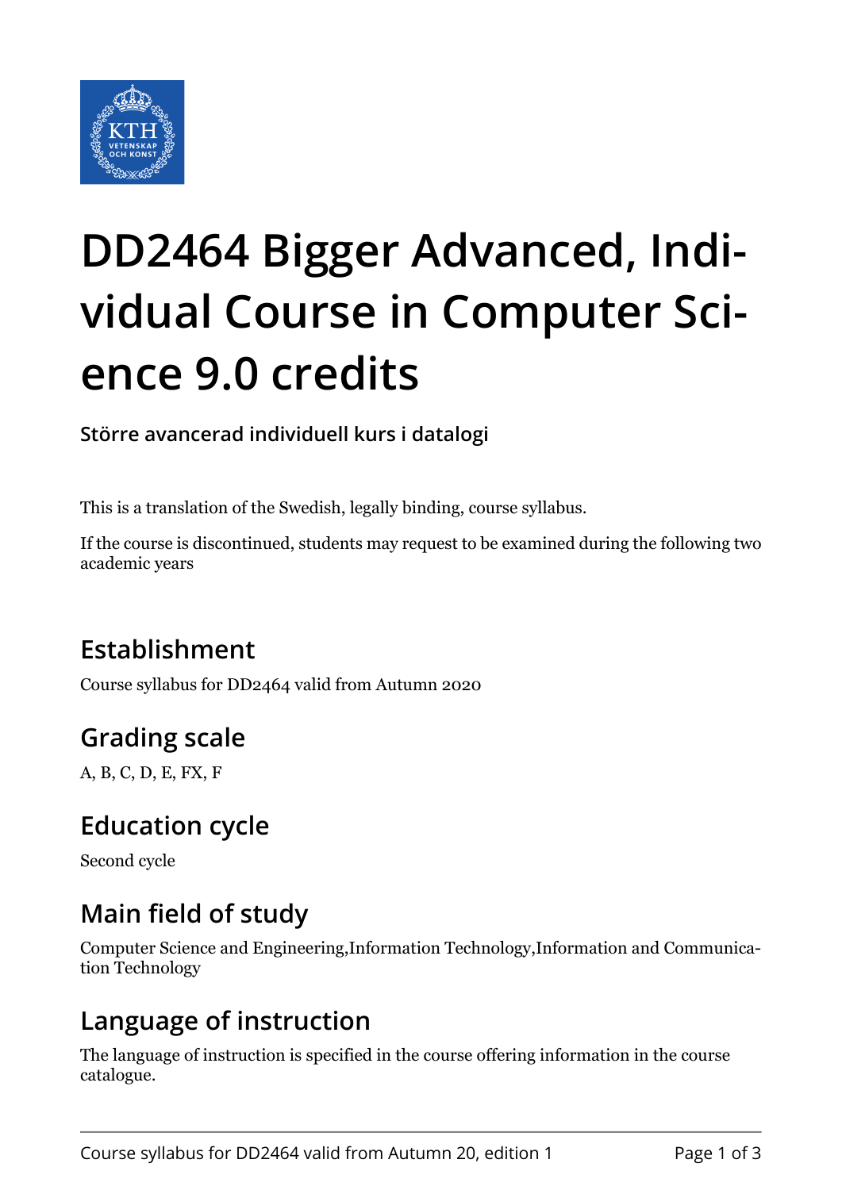# DD2464 Bigger Advanced, Individual Course in Computer Science 9.0 credits

**Större avancerad individuell kurs i datalogi**

This is a translation of the Swedish, legally binding, course syllabus.

If the course is discontinued, students may request to be examined during the following two academic years

## Establishment

Course syllabus for DD2464 valid from Autumn 2020

## Grading scale

A, B, C, D, E, FX, F

## Education cycle

Second cycle

## Main field of study

Computer Science and Engineering,Information Technology,Information and Communication Technology

## Language of instruction

The language of instruction is specified in the course offering information in the course catalogue.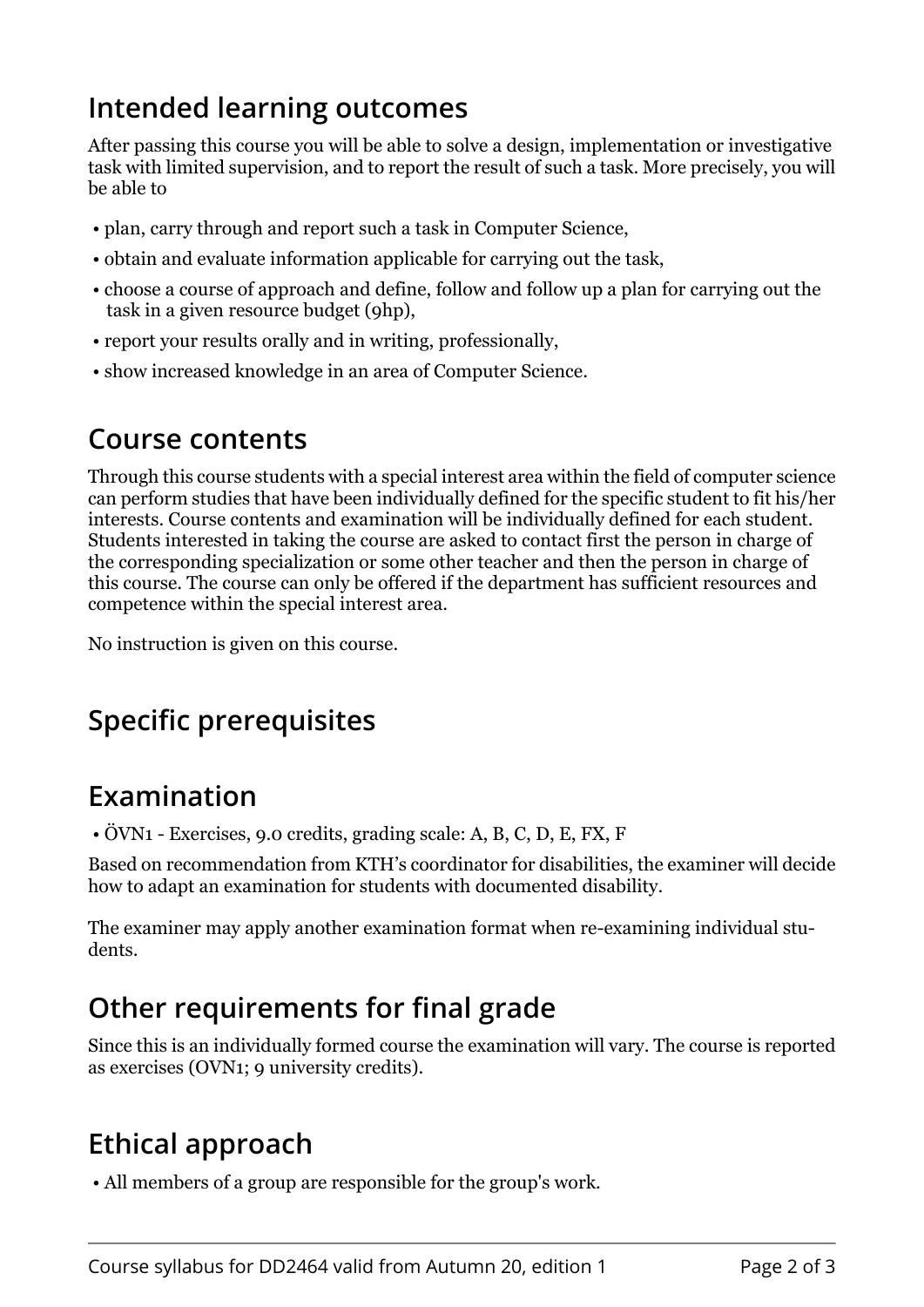## Intended learning outcomes

After passing this course you will be able to solve a design, implementation or investigative task with limited supervision, and to report the result of such a task. More precisely, you will be able to

- plan, carry through and report such a task in Computer Science,
- obtain and evaluate information applicable for carrying out the task,
- choose a course of approach and define, follow and follow up a plan for carrying out the task in a given resource budget (9hp),
- report your results orally and in writing, professionally,
- show increased knowledge in an area of Computer Science.

## Course contents

Through this course students with a special interest area within the field of computer science can perform studies that have been individually defined for the specific student to fit his/her interests. Course contents and examination will be individually defined for each student. Students interested in taking the course are asked to contact first the person in charge of the corresponding specialization or some other teacher and then the person in charge of this course. The course can only be offered if the department has sufficient resources and competence within the special interest area.

No instruction is given on this course.

## Specific prerequisites

## Examination

- ÖVN1 - Exercises, 9.0 credits, grading scale: A, B, C, D, E, FX, F

Based on recommendation from KTH's coordinator for disabilities, the examiner will decide how to adapt an examination for students with documented disability.

The examiner may apply another examination format when re-examining individual students.

## Other requirements for final grade

Since this is an individually formed course the examination will vary. The course is reported as exercises (OVN1; 9 university credits).

## Ethical approach

- All members of a group are responsible for the group's work.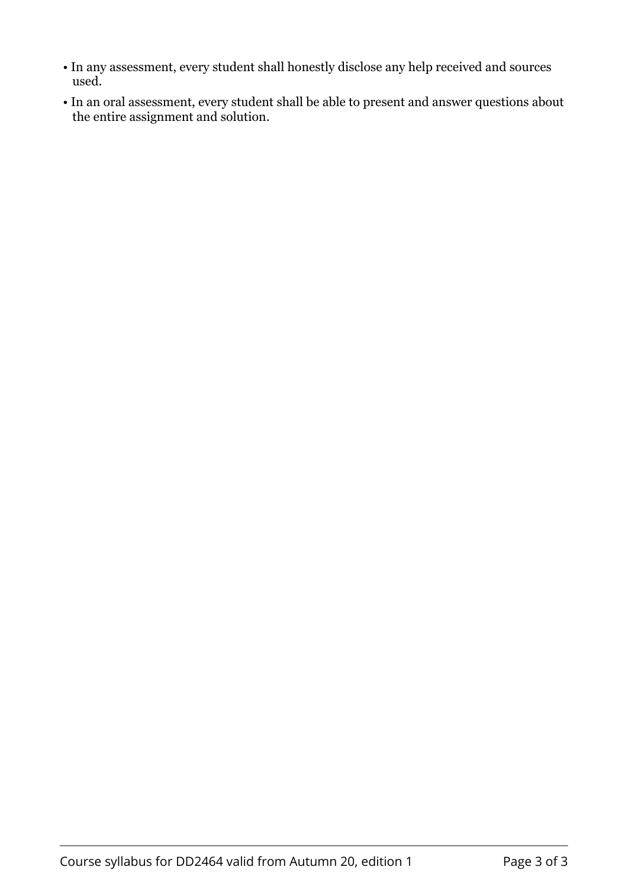- In any assessment, every student shall honestly disclose any help received and sources used.
- In an oral assessment, every student shall be able to present and answer questions about the entire assignment and solution.